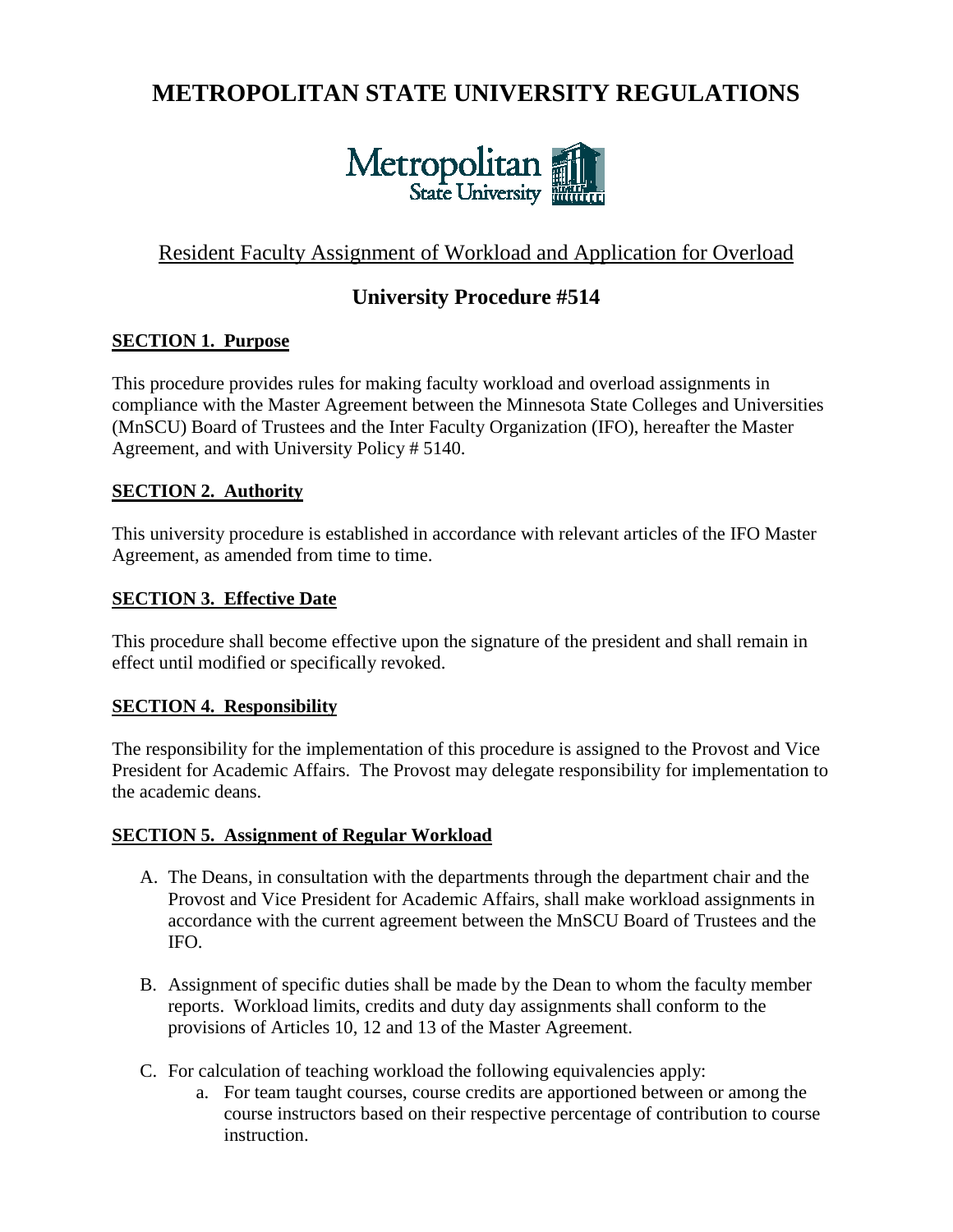# METROPOLITAN STATE UNIVERSITY REGULATIONS

Metropolitan State University

## Resident Faculty Assignment of Workload and Application for Overload

## University Procedure #514

### SECTION 1. Purpose

This procedure provides rules for making faculty workload and overload assignments in compliance with the Master Agreement between the Minnesota State Colleges and Universities (MnSCU) Board of Trustees and the Inter Faculty Organization (IFO), hereafter the Master Agreement, and with University Policy # 5140.

### SECTION 2. Authority

This university procedure is established in accordance with relevant articles of the IFO Master Agreement, as amended from time to time.

### SECTION 3. Effective Date

This procedure shall become effective upon the signature of the president and shall remain in effect until modified or specifically revoked.

### SECTION 4. Responsibility

The responsibility for the implementation of this procedure is assigned to the Provost and Vice President for Academic Affairs. The Provost may delegate responsibility for implementation to the academic deans.

### SECTION 5. Assignment of Regular Workload

A. The Deans, in consultation with the departments through the department chair and the Provost and Vice President for Academic Affairs, shall make workload assignments in accordance with the current agreement between the MnSCU Board of Trustees and the IFO.

B. Assignment of specific duties shall be made by the Dean to whom the faculty member reports. Workload limits, credits and duty day assignments shall conform to the provisions of Articles 10, 12 and 13 of the Master Agreement.

C. For calculation of teaching workload the following equivalencies apply:
   a. For team taught courses, course credits are apportioned between or among the course instructors based on their respective percentage of contribution to course instruction.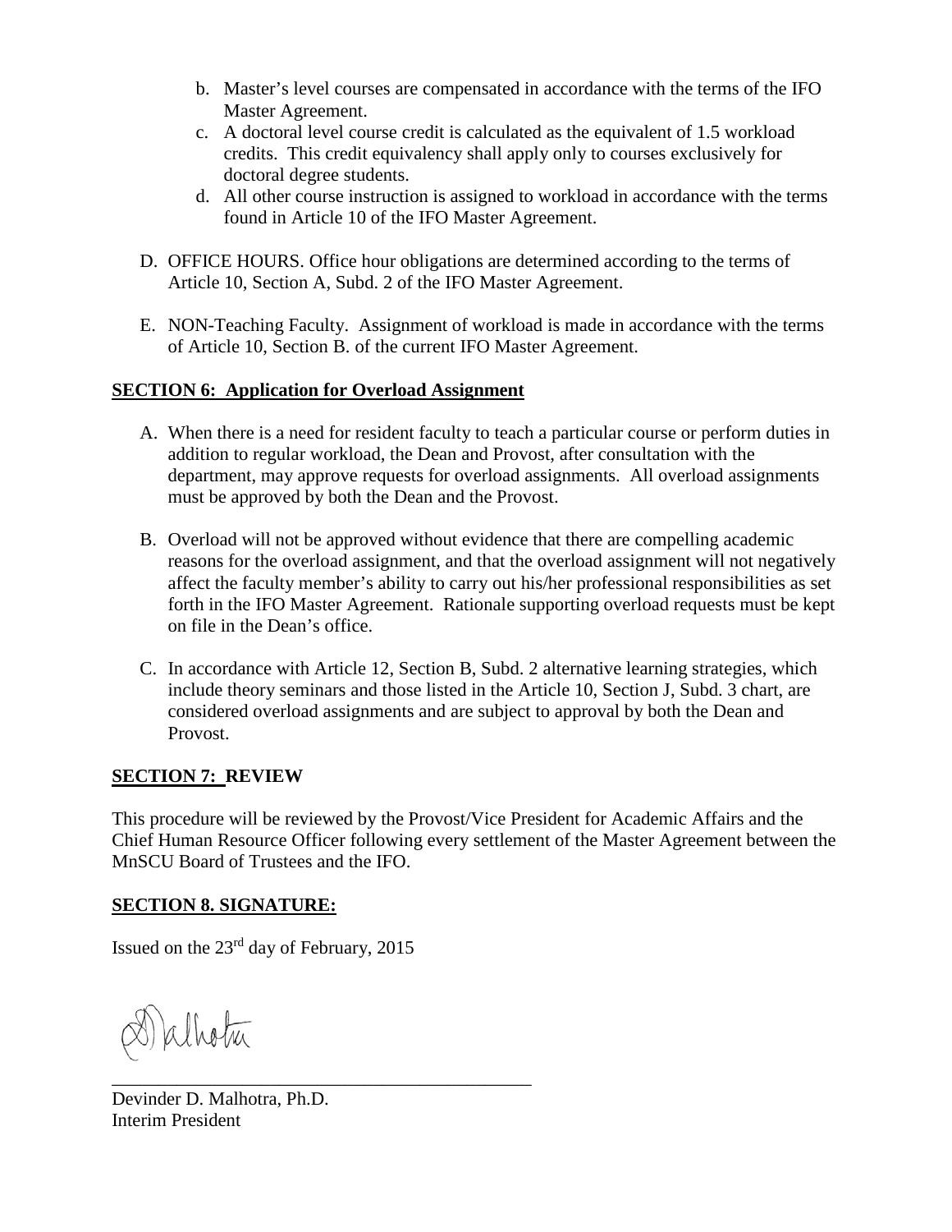b. Master's level courses are compensated in accordance with the terms of the IFO Master Agreement.
c. A doctoral level course credit is calculated as the equivalent of 1.5 workload credits. This credit equivalency shall apply only to courses exclusively for doctoral degree students.
d. All other course instruction is assigned to workload in accordance with the terms found in Article 10 of the IFO Master Agreement.

D. OFFICE HOURS. Office hour obligations are determined according to the terms of Article 10, Section A, Subd. 2 of the IFO Master Agreement.

E. NON-Teaching Faculty. Assignment of workload is made in accordance with the terms of Article 10, Section B. of the current IFO Master Agreement.

## SECTION 6: Application for Overload Assignment

A. When there is a need for resident faculty to teach a particular course or perform duties in addition to regular workload, the Dean and Provost, after consultation with the department, may approve requests for overload assignments. All overload assignments must be approved by both the Dean and the Provost.

B. Overload will not be approved without evidence that there are compelling academic reasons for the overload assignment, and that the overload assignment will not negatively affect the faculty member's ability to carry out his/her professional responsibilities as set forth in the IFO Master Agreement. Rationale supporting overload requests must be kept on file in the Dean's office.

C. In accordance with Article 12, Section B, Subd. 2 alternative learning strategies, which include theory seminars and those listed in the Article 10, Section J, Subd. 3 chart, are considered overload assignments and are subject to approval by both the Dean and Provost.

## SECTION 7: REVIEW

This procedure will be reviewed by the Provost/Vice President for Academic Affairs and the Chief Human Resource Officer following every settlement of the Master Agreement between the MnSCU Board of Trustees and the IFO.

## SECTION 8. SIGNATURE:

Issued on the 23rd day of February, 2015

\_\_\_\_\_\_\_\_\_\_\_\_\_\_\_\_\_\_\_\_\_\_\_\_\_\_\_\_\_\_\_\_\_\_\_\_\_\_\_\_\_\_\_\_

Devinder D. Malhotra, Ph.D.
Interim President